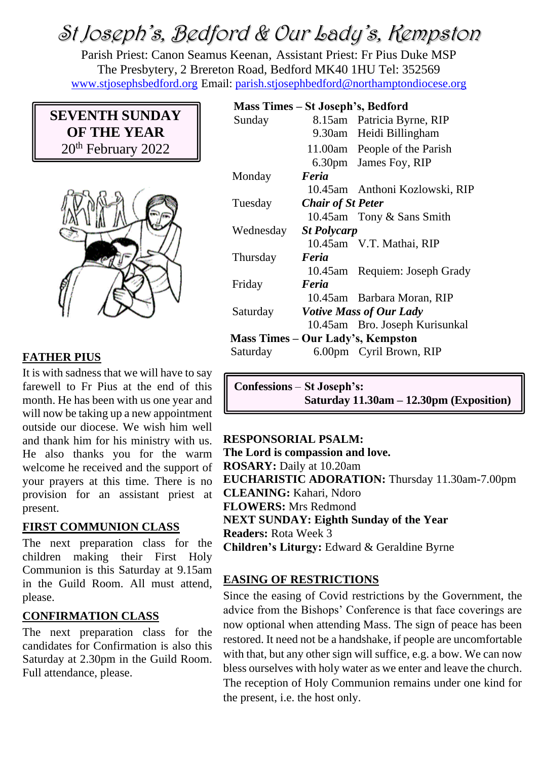# St Joseph's, Bedford & Our Lady's, Kempston

Parish Priest: Canon Seamus Keenan, Assistant Priest: Fr Pius Duke MSP
The Presbytery, 2 Brereton Road, Bedford MK40 1HU Tel: 352569
www.stjosephsbedford.org Email: parish.stjosephbedford@northamptondiocese.org

**SEVENTH SUNDAY OF THE YEAR**
20th February 2022

## FATHER PIUS

It is with sadness that we will have to say farewell to Fr Pius at the end of this month. He has been with us one year and will now be taking up a new appointment outside our diocese. We wish him well and thank him for his ministry with us. He also thanks you for the warm welcome he received and the support of your prayers at this time. There is no provision for an assistant priest at present.

## FIRST COMMUNION CLASS

The next preparation class for the children making their First Holy Communion is this Saturday at 9.15am in the Guild Room. All must attend, please.

## CONFIRMATION CLASS

The next preparation class for the candidates for Confirmation is also this Saturday at 2.30pm in the Guild Room. Full attendance, please.

**Mass Times – St Joseph's, Bedford**

| | | |
|---|---|---|
| Sunday | 8.15am | Patricia Byrne, RIP |
| | 9.30am | Heidi Billingham |
| | 11.00am | People of the Parish |
| | 6.30pm | James Foy, RIP |
| Monday | ***Feria*** | |
| | 10.45am | Anthoni Kozlowski, RIP |
| Tuesday | ***Chair of St Peter*** | |
| | 10.45am | Tony & Sans Smith |
| Wednesday | ***St Polycarp*** | |
| | 10.45am | V.T. Mathai, RIP |
| Thursday | ***Feria*** | |
| | 10.45am | Requiem: Joseph Grady |
| Friday | ***Feria*** | |
| | 10.45am | Barbara Moran, RIP |
| Saturday | ***Votive Mass of Our Lady*** | |
| | 10.45am | Bro. Joseph Kurisunkal |

**Mass Times – Our Lady's, Kempston**

| | | |
|---|---|---|
| Saturday | 6.00pm | Cyril Brown, RIP |

**Confessions** – **St Joseph's:**
**Saturday 11.30am – 12.30pm (Exposition)**

**RESPONSORIAL PSALM:**
**The Lord is compassion and love.**
**ROSARY:** Daily at 10.20am
**EUCHARISTIC ADORATION:** Thursday 11.30am-7.00pm
**CLEANING:** Kahari, Ndoro
**FLOWERS:** Mrs Redmond
**NEXT SUNDAY: Eighth Sunday of the Year**
**Readers:** Rota Week 3
**Children's Liturgy:** Edward & Geraldine Byrne

## EASING OF RESTRICTIONS

Since the easing of Covid restrictions by the Government, the advice from the Bishops' Conference is that face coverings are now optional when attending Mass. The sign of peace has been restored. It need not be a handshake, if people are uncomfortable with that, but any other sign will suffice, e.g. a bow. We can now bless ourselves with holy water as we enter and leave the church. The reception of Holy Communion remains under one kind for the present, i.e. the host only.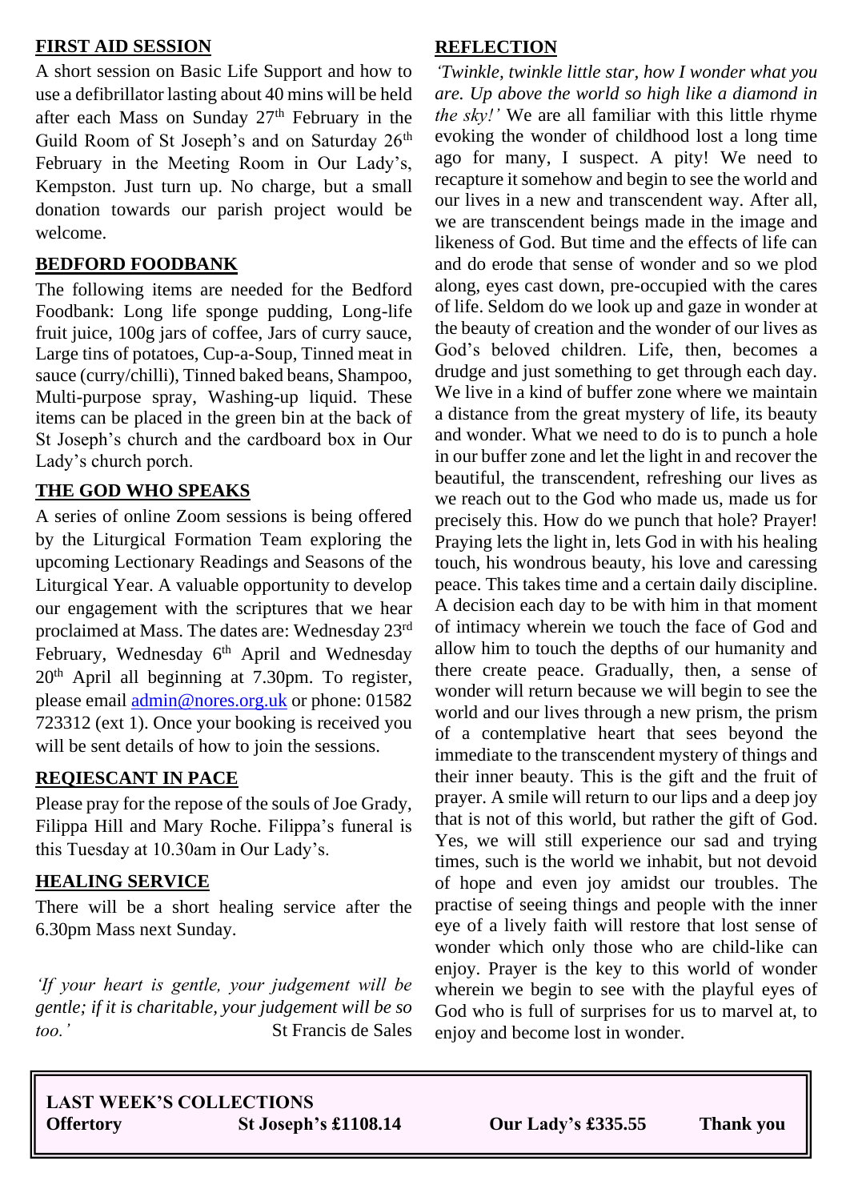## FIRST AID SESSION

A short session on Basic Life Support and how to use a defibrillator lasting about 40 mins will be held after each Mass on Sunday 27th February in the Guild Room of St Joseph's and on Saturday 26th February in the Meeting Room in Our Lady's, Kempston. Just turn up. No charge, but a small donation towards our parish project would be welcome.

## BEDFORD FOODBANK

The following items are needed for the Bedford Foodbank: Long life sponge pudding, Long-life fruit juice, 100g jars of coffee, Jars of curry sauce, Large tins of potatoes, Cup-a-Soup, Tinned meat in sauce (curry/chilli), Tinned baked beans, Shampoo, Multi-purpose spray, Washing-up liquid. These items can be placed in the green bin at the back of St Joseph's church and the cardboard box in Our Lady's church porch.

## THE GOD WHO SPEAKS

A series of online Zoom sessions is being offered by the Liturgical Formation Team exploring the upcoming Lectionary Readings and Seasons of the Liturgical Year. A valuable opportunity to develop our engagement with the scriptures that we hear proclaimed at Mass. The dates are: Wednesday 23rd February, Wednesday 6th April and Wednesday 20th April all beginning at 7.30pm. To register, please email admin@nores.org.uk or phone: 01582 723312 (ext 1). Once your booking is received you will be sent details of how to join the sessions.

## REQIESCANT IN PACE

Please pray for the repose of the souls of Joe Grady, Filippa Hill and Mary Roche. Filippa's funeral is this Tuesday at 10.30am in Our Lady's.

## HEALING SERVICE

There will be a short healing service after the 6.30pm Mass next Sunday.

*'If your heart is gentle, your judgement will be gentle; if it is charitable, your judgement will be so too.'* St Francis de Sales

## REFLECTION

*'Twinkle, twinkle little star, how I wonder what you are. Up above the world so high like a diamond in the sky!'* We are all familiar with this little rhyme evoking the wonder of childhood lost a long time ago for many, I suspect. A pity! We need to recapture it somehow and begin to see the world and our lives in a new and transcendent way. After all, we are transcendent beings made in the image and likeness of God. But time and the effects of life can and do erode that sense of wonder and so we plod along, eyes cast down, pre-occupied with the cares of life. Seldom do we look up and gaze in wonder at the beauty of creation and the wonder of our lives as God's beloved children. Life, then, becomes a drudge and just something to get through each day. We live in a kind of buffer zone where we maintain a distance from the great mystery of life, its beauty and wonder. What we need to do is to punch a hole in our buffer zone and let the light in and recover the beautiful, the transcendent, refreshing our lives as we reach out to the God who made us, made us for precisely this. How do we punch that hole? Prayer! Praying lets the light in, lets God in with his healing touch, his wondrous beauty, his love and caressing peace. This takes time and a certain daily discipline. A decision each day to be with him in that moment of intimacy wherein we touch the face of God and allow him to touch the depths of our humanity and there create peace. Gradually, then, a sense of wonder will return because we will begin to see the world and our lives through a new prism, the prism of a contemplative heart that sees beyond the immediate to the transcendent mystery of things and their inner beauty. This is the gift and the fruit of prayer. A smile will return to our lips and a deep joy that is not of this world, but rather the gift of God. Yes, we will still experience our sad and trying times, such is the world we inhabit, but not devoid of hope and even joy amidst our troubles. The practise of seeing things and people with the inner eye of a lively faith will restore that lost sense of wonder which only those who are child-like can enjoy. Prayer is the key to this world of wonder wherein we begin to see with the playful eyes of God who is full of surprises for us to marvel at, to enjoy and become lost in wonder.

**LAST WEEK'S COLLECTIONS**

**Offertory** **St Joseph's £1108.14** **Our Lady's £335.55** **Thank you**